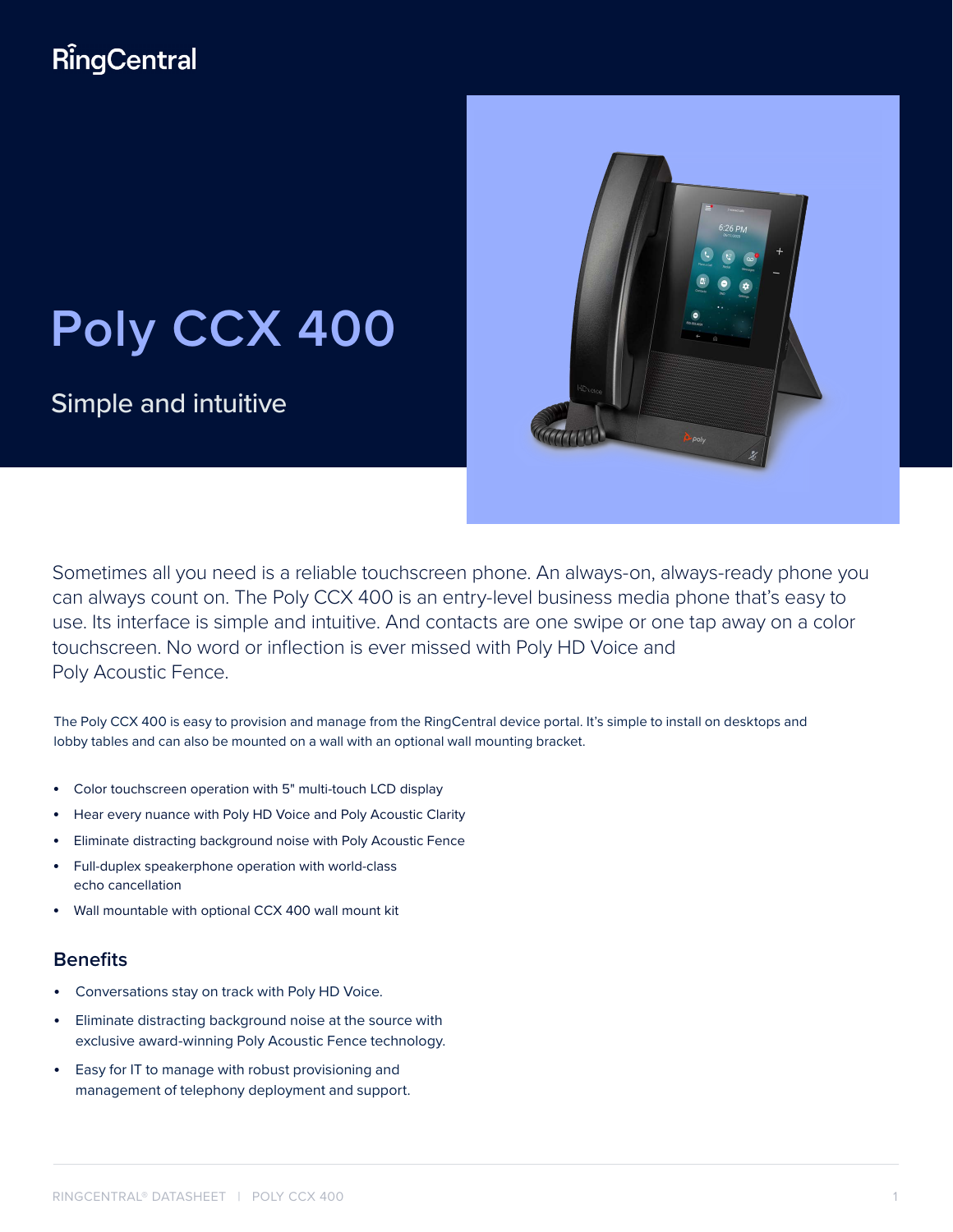RingCentral

# Poly CCX 400

## Simple and intuitive

Sometimes all you need is a reliable touchscreen phone. An always-on, always-ready phone you can always count on. The Poly CCX 400 is an entry-level business media phone that's easy to use. Its interface is simple and intuitive. And contacts are one swipe or one tap away on a color touchscreen. No word or inflection is ever missed with Poly HD Voice and Poly Acoustic Fence.

The Poly CCX 400 is easy to provision and manage from the RingCentral device portal. It's simple to install on desktops and lobby tables and can also be mounted on a wall with an optional wall mounting bracket.

- Color touchscreen operation with 5" multi-touch LCD display
- Hear every nuance with Poly HD Voice and Poly Acoustic Clarity
- Eliminate distracting background noise with Poly Acoustic Fence
- Full-duplex speakerphone operation with world-class echo cancellation
- Wall mountable with optional CCX 400 wall mount kit

### Benefits

- Conversations stay on track with Poly HD Voice.
- Eliminate distracting background noise at the source with exclusive award-winning Poly Acoustic Fence technology.
- Easy for IT to manage with robust provisioning and management of telephony deployment and support.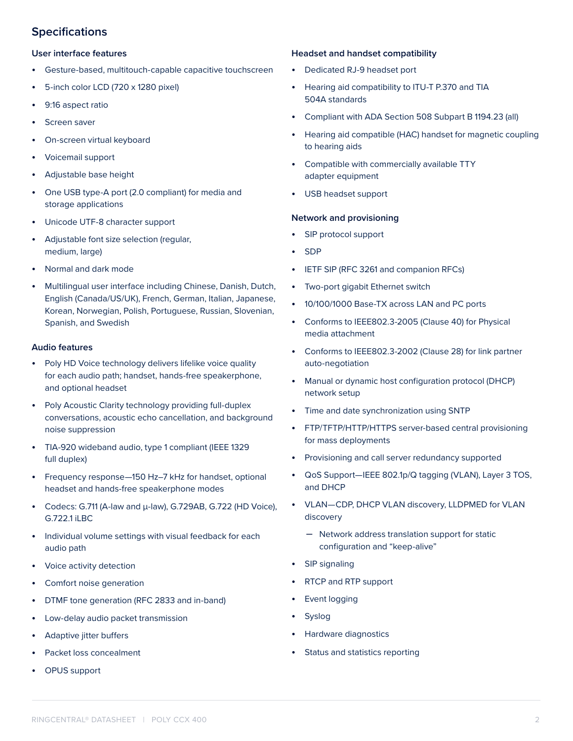## Specifications

### User interface features

- Gesture-based, multitouch-capable capacitive touchscreen
- 5-inch color LCD (720 x 1280 pixel)
- 9:16 aspect ratio
- Screen saver
- On-screen virtual keyboard
- Voicemail support
- Adjustable base height
- One USB type-A port (2.0 compliant) for media and storage applications
- Unicode UTF-8 character support
- Adjustable font size selection (regular, medium, large)
- Normal and dark mode
- Multilingual user interface including Chinese, Danish, Dutch, English (Canada/US/UK), French, German, Italian, Japanese, Korean, Norwegian, Polish, Portuguese, Russian, Slovenian, Spanish, and Swedish

### Audio features

- Poly HD Voice technology delivers lifelike voice quality for each audio path; handset, hands-free speakerphone, and optional headset
- Poly Acoustic Clarity technology providing full-duplex conversations, acoustic echo cancellation, and background noise suppression
- TIA-920 wideband audio, type 1 compliant (IEEE 1329 full duplex)
- Frequency response—150 Hz–7 kHz for handset, optional headset and hands-free speakerphone modes
- Codecs: G.711 (A-law and μ-law), G.729AB, G.722 (HD Voice), G.722.1 iLBC
- Individual volume settings with visual feedback for each audio path
- Voice activity detection
- Comfort noise generation
- DTMF tone generation (RFC 2833 and in-band)
- Low-delay audio packet transmission
- Adaptive jitter buffers
- Packet loss concealment
- OPUS support

### Headset and handset compatibility

- Dedicated RJ-9 headset port
- Hearing aid compatibility to ITU-T P.370 and TIA 504A standards
- Compliant with ADA Section 508 Subpart B 1194.23 (all)
- Hearing aid compatible (HAC) handset for magnetic coupling to hearing aids
- Compatible with commercially available TTY adapter equipment
- USB headset support

### Network and provisioning

- SIP protocol support
- SDP
- IETF SIP (RFC 3261 and companion RFCs)
- Two-port gigabit Ethernet switch
- 10/100/1000 Base-TX across LAN and PC ports
- Conforms to IEEE802.3-2005 (Clause 40) for Physical media attachment
- Conforms to IEEE802.3-2002 (Clause 28) for link partner auto-negotiation
- Manual or dynamic host configuration protocol (DHCP) network setup
- Time and date synchronization using SNTP
- FTP/TFTP/HTTP/HTTPS server-based central provisioning for mass deployments
- Provisioning and call server redundancy supported
- QoS Support—IEEE 802.1p/Q tagging (VLAN), Layer 3 TOS, and DHCP
- VLAN—CDP, DHCP VLAN discovery, LLDPMED for VLAN discovery
  - Network address translation support for static configuration and “keep-alive”
- SIP signaling
- RTCP and RTP support
- Event logging
- Syslog
- Hardware diagnostics
- Status and statistics reporting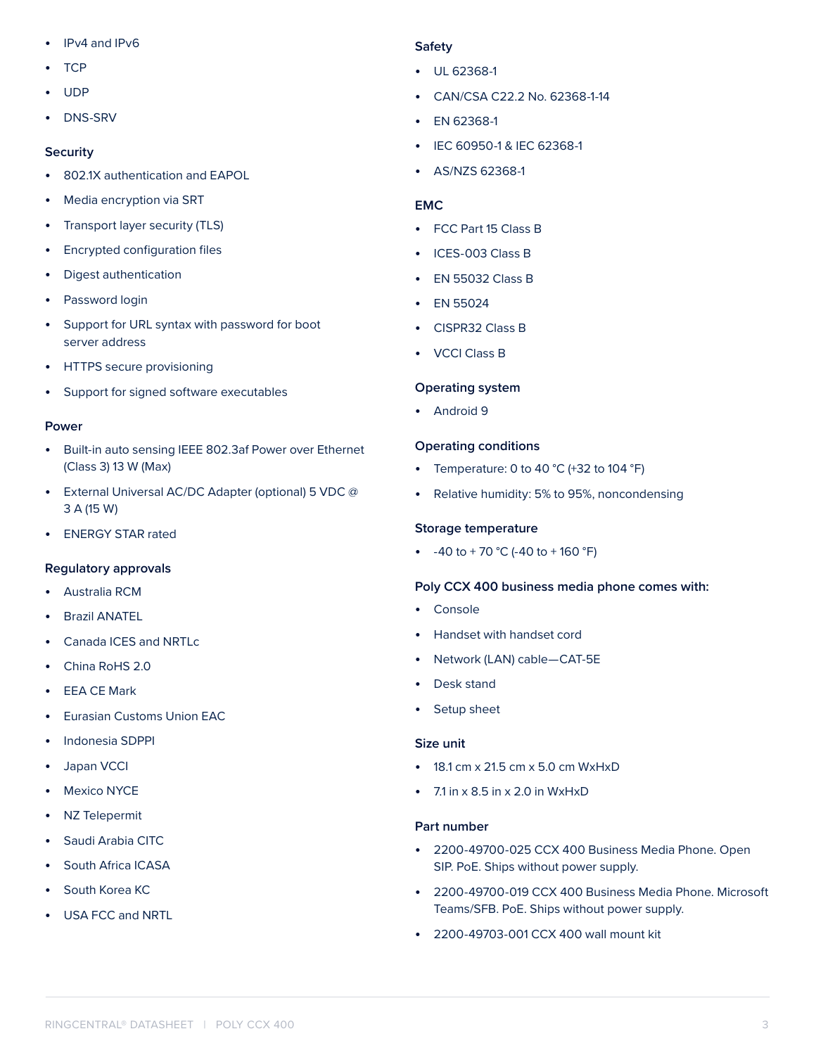- IPv4 and IPv6
- TCP
- UDP
- DNS-SRV

### Security

- 802.1X authentication and EAPOL
- Media encryption via SRT
- Transport layer security (TLS)
- Encrypted configuration files
- Digest authentication
- Password login
- Support for URL syntax with password for boot server address
- HTTPS secure provisioning
- Support for signed software executables

### Power

- Built-in auto sensing IEEE 802.3af Power over Ethernet (Class 3) 13 W (Max)
- External Universal AC/DC Adapter (optional) 5 VDC @ 3 A (15 W)
- ENERGY STAR rated

### Regulatory approvals

- Australia RCM
- Brazil ANATEL
- Canada ICES and NRTLc
- China RoHS 2.0
- EEA CE Mark
- Eurasian Customs Union EAC
- Indonesia SDPPI
- Japan VCCI
- Mexico NYCE
- NZ Telepermit
- Saudi Arabia CITC
- South Africa ICASA
- South Korea KC
- USA FCC and NRTL

### Safety

- UL 62368-1
- CAN/CSA C22.2 No. 62368-1-14
- EN 62368-1
- IEC 60950-1 & IEC 62368-1
- AS/NZS 62368-1

### EMC

- FCC Part 15 Class B
- ICES-003 Class B
- EN 55032 Class B
- EN 55024
- CISPR32 Class B
- VCCI Class B

### Operating system

- Android 9

### Operating conditions

- Temperature: 0 to 40 °C (+32 to 104 °F)
- Relative humidity: 5% to 95%, noncondensing

### Storage temperature

- -40 to + 70 °C (-40 to + 160 °F)

### Poly CCX 400 business media phone comes with:

- Console
- Handset with handset cord
- Network (LAN) cable—CAT-5E
- Desk stand
- Setup sheet

### Size unit

- 18.1 cm x 21.5 cm x 5.0 cm WxHxD
- 7.1 in x 8.5 in x 2.0 in WxHxD

### Part number

- 2200-49700-025 CCX 400 Business Media Phone. Open SIP. PoE. Ships without power supply.
- 2200-49700-019 CCX 400 Business Media Phone. Microsoft Teams/SFB. PoE. Ships without power supply.
- 2200-49703-001 CCX 400 wall mount kit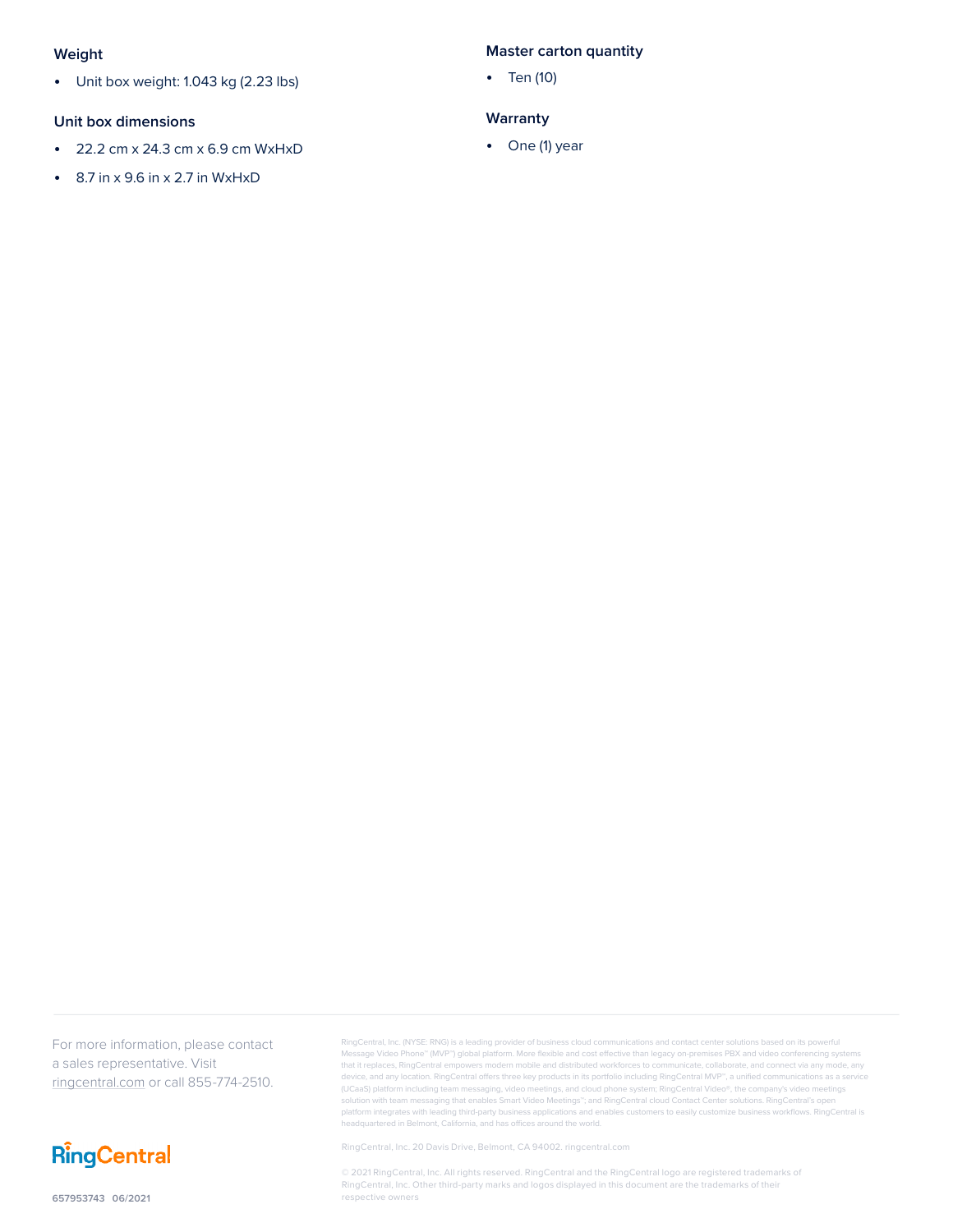### Weight

- Unit box weight: 1.043 kg (2.23 lbs)

### Unit box dimensions

- 22.2 cm x 24.3 cm x 6.9 cm WxHxD
- 8.7 in x 9.6 in x 2.7 in WxHxD

### Master carton quantity

- Ten (10)

### Warranty

- One (1) year

---

For more information, please contact a sales representative. Visit ringcentral.com or call 855-774-2510.

RingCentral, Inc. (NYSE: RNG) is a leading provider of business cloud communications and contact center solutions based on its powerful Message Video Phone™ (MVP™) global platform. More flexible and cost effective than legacy on-premises PBX and video conferencing systems that it replaces, RingCentral empowers modern mobile and distributed workforces to communicate, collaborate, and connect via any mode, any device, and any location. RingCentral offers three key products in its portfolio including RingCentral MVP™, a unified communications as a service (UCaaS) platform including team messaging, video meetings, and cloud phone system; RingCentral Video®, the company's video meetings solution with team messaging that enables Smart Video Meetings™; and RingCentral cloud Contact Center solutions. RingCentral's open platform integrates with leading third-party business applications and enables customers to easily customize business workflows. RingCentral is headquartered in Belmont, California, and has offices around the world.

RingCentral, Inc. 20 Davis Drive, Belmont, CA 94002. ringcentral.com

© 2021 RingCentral, Inc. All rights reserved. RingCentral and the RingCentral logo are registered trademarks of RingCentral, Inc. Other third-party marks and logos displayed in this document are the trademarks of their respective owners

RingCentral

657953743 06/2021